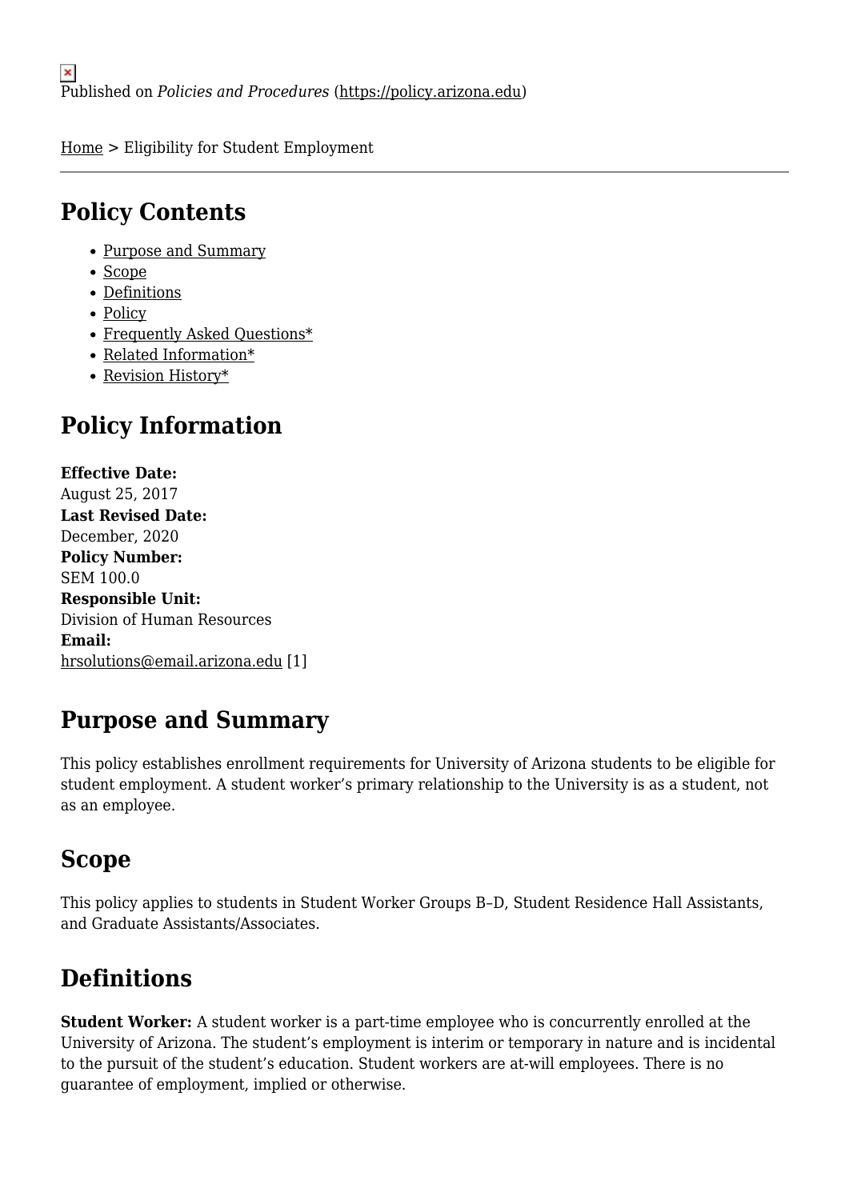Published on *Policies and Procedures* (https://policy.arizona.edu)

Home > Eligibility for Student Employment

## Policy Contents

- Purpose and Summary
- Scope
- Definitions
- Policy
- Frequently Asked Questions*
- Related Information*
- Revision History*

## Policy Information

**Effective Date:**
August 25, 2017
**Last Revised Date:**
December, 2020
**Policy Number:**
SEM 100.0
**Responsible Unit:**
Division of Human Resources
**Email:**
hrsolutions@email.arizona.edu [1]

## Purpose and Summary

This policy establishes enrollment requirements for University of Arizona students to be eligible for student employment. A student worker's primary relationship to the University is as a student, not as an employee.

## Scope

This policy applies to students in Student Worker Groups B–D, Student Residence Hall Assistants, and Graduate Assistants/Associates.

## Definitions

**Student Worker:** A student worker is a part-time employee who is concurrently enrolled at the University of Arizona. The student's employment is interim or temporary in nature and is incidental to the pursuit of the student's education. Student workers are at-will employees. There is no guarantee of employment, implied or otherwise.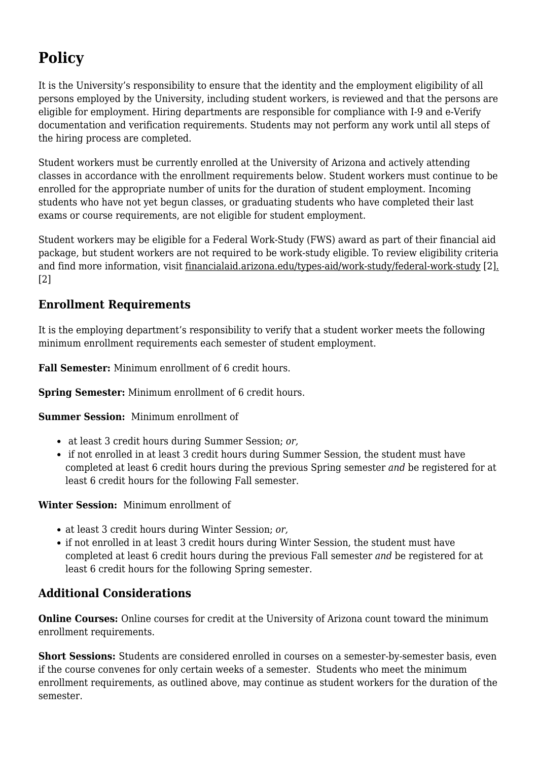# Policy

It is the University's responsibility to ensure that the identity and the employment eligibility of all persons employed by the University, including student workers, is reviewed and that the persons are eligible for employment. Hiring departments are responsible for compliance with I-9 and e-Verify documentation and verification requirements. Students may not perform any work until all steps of the hiring process are completed.

Student workers must be currently enrolled at the University of Arizona and actively attending classes in accordance with the enrollment requirements below. Student workers must continue to be enrolled for the appropriate number of units for the duration of student employment. Incoming students who have not yet begun classes, or graduating students who have completed their last exams or course requirements, are not eligible for student employment.

Student workers may be eligible for a Federal Work-Study (FWS) award as part of their financial aid package, but student workers are not required to be work-study eligible. To review eligibility criteria and find more information, visit financialaid.arizona.edu/types-aid/work-study/federal-work-study [2]. [2]

## Enrollment Requirements

It is the employing department's responsibility to verify that a student worker meets the following minimum enrollment requirements each semester of student employment.

**Fall Semester:** Minimum enrollment of 6 credit hours.

**Spring Semester:** Minimum enrollment of 6 credit hours.

**Summer Session:** Minimum enrollment of

- at least 3 credit hours during Summer Session; *or,*
- if not enrolled in at least 3 credit hours during Summer Session, the student must have completed at least 6 credit hours during the previous Spring semester *and* be registered for at least 6 credit hours for the following Fall semester.

**Winter Session:** Minimum enrollment of

- at least 3 credit hours during Winter Session; *or,*
- if not enrolled in at least 3 credit hours during Winter Session, the student must have completed at least 6 credit hours during the previous Fall semester *and* be registered for at least 6 credit hours for the following Spring semester.

## Additional Considerations

**Online Courses:** Online courses for credit at the University of Arizona count toward the minimum enrollment requirements.

**Short Sessions:** Students are considered enrolled in courses on a semester-by-semester basis, even if the course convenes for only certain weeks of a semester. Students who meet the minimum enrollment requirements, as outlined above, may continue as student workers for the duration of the semester.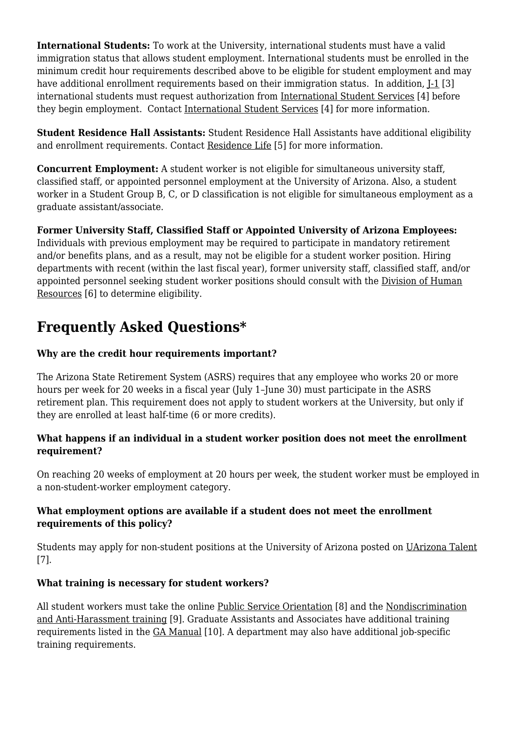**International Students:** To work at the University, international students must have a valid immigration status that allows student employment. International students must be enrolled in the minimum credit hour requirements described above to be eligible for student employment and may have additional enrollment requirements based on their immigration status. In addition, J-1 [3] international students must request authorization from International Student Services [4] before they begin employment. Contact International Student Services [4] for more information.

**Student Residence Hall Assistants:** Student Residence Hall Assistants have additional eligibility and enrollment requirements. Contact Residence Life [5] for more information.

**Concurrent Employment:** A student worker is not eligible for simultaneous university staff, classified staff, or appointed personnel employment at the University of Arizona. Also, a student worker in a Student Group B, C, or D classification is not eligible for simultaneous employment as a graduate assistant/associate.

**Former University Staff, Classified Staff or Appointed University of Arizona Employees:** Individuals with previous employment may be required to participate in mandatory retirement and/or benefits plans, and as a result, may not be eligible for a student worker position. Hiring departments with recent (within the last fiscal year), former university staff, classified staff, and/or appointed personnel seeking student worker positions should consult with the Division of Human Resources [6] to determine eligibility.

## Frequently Asked Questions*

**Why are the credit hour requirements important?**

The Arizona State Retirement System (ASRS) requires that any employee who works 20 or more hours per week for 20 weeks in a fiscal year (July 1–June 30) must participate in the ASRS retirement plan. This requirement does not apply to student workers at the University, but only if they are enrolled at least half-time (6 or more credits).

**What happens if an individual in a student worker position does not meet the enrollment requirement?**

On reaching 20 weeks of employment at 20 hours per week, the student worker must be employed in a non-student-worker employment category.

**What employment options are available if a student does not meet the enrollment requirements of this policy?**

Students may apply for non-student positions at the University of Arizona posted on UArizona Talent [7].

**What training is necessary for student workers?**

All student workers must take the online Public Service Orientation [8] and the Nondiscrimination and Anti-Harassment training [9]. Graduate Assistants and Associates have additional training requirements listed in the GA Manual [10]. A department may also have additional job-specific training requirements.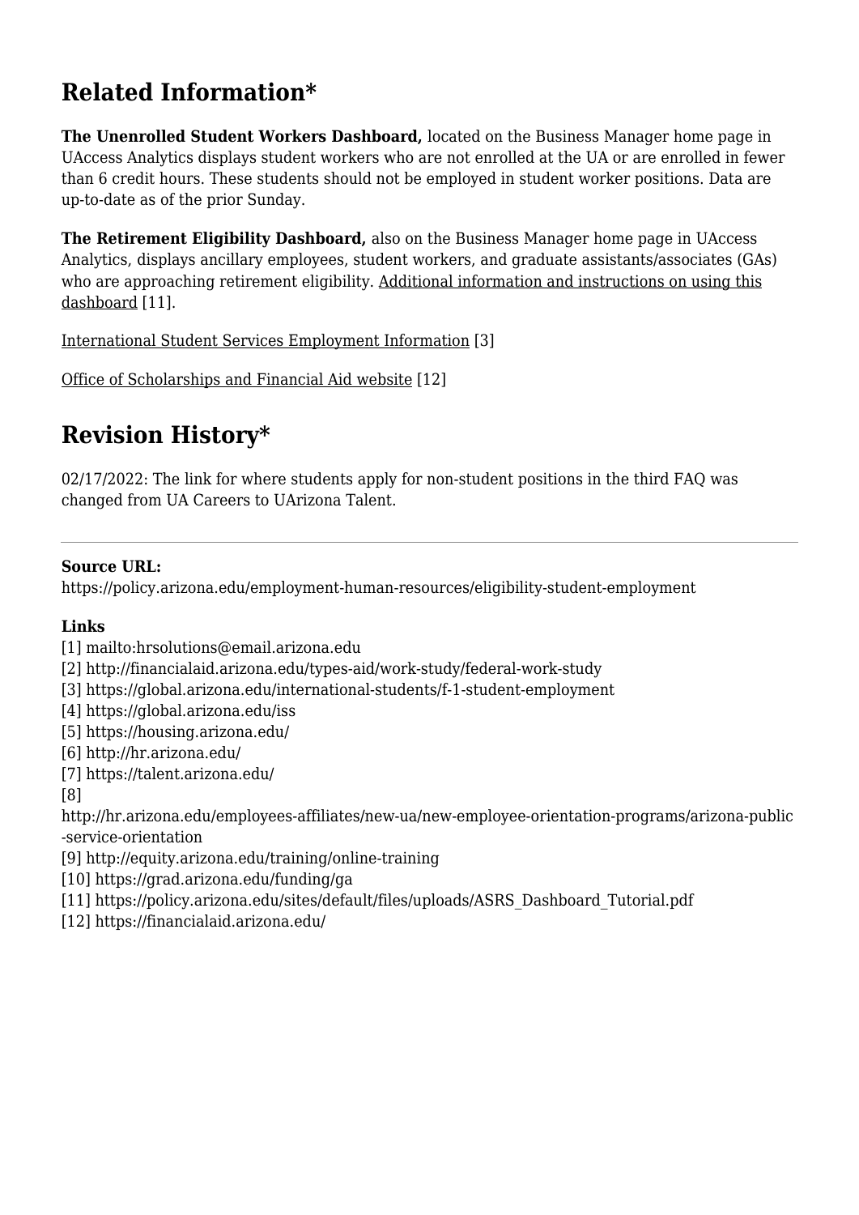## Related Information*

**The Unenrolled Student Workers Dashboard,** located on the Business Manager home page in UAccess Analytics displays student workers who are not enrolled at the UA or are enrolled in fewer than 6 credit hours. These students should not be employed in student worker positions. Data are up-to-date as of the prior Sunday.

**The Retirement Eligibility Dashboard,** also on the Business Manager home page in UAccess Analytics, displays ancillary employees, student workers, and graduate assistants/associates (GAs) who are approaching retirement eligibility. Additional information and instructions on using this dashboard [11].

International Student Services Employment Information [3]

Office of Scholarships and Financial Aid website [12]

## Revision History*

02/17/2022: The link for where students apply for non-student positions in the third FAQ was changed from UA Careers to UArizona Talent.

---

**Source URL:**
https://policy.arizona.edu/employment-human-resources/eligibility-student-employment

**Links**
[1] mailto:hrsolutions@email.arizona.edu
[2] http://financialaid.arizona.edu/types-aid/work-study/federal-work-study
[3] https://global.arizona.edu/international-students/f-1-student-employment
[4] https://global.arizona.edu/iss
[5] https://housing.arizona.edu/
[6] http://hr.arizona.edu/
[7] https://talent.arizona.edu/
[8] http://hr.arizona.edu/employees-affiliates/new-ua/new-employee-orientation-programs/arizona-public-service-orientation
[9] http://equity.arizona.edu/training/online-training
[10] https://grad.arizona.edu/funding/ga
[11] https://policy.arizona.edu/sites/default/files/uploads/ASRS_Dashboard_Tutorial.pdf
[12] https://financialaid.arizona.edu/